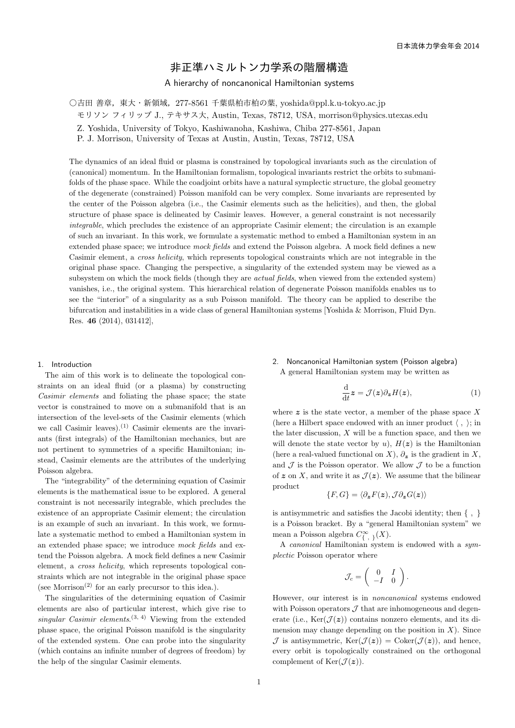# 非正準ハミルトン力学系の階層構造

## A hierarchy of noncanonical Hamiltonian systems

○吉田 善章，東大・新領域，277-8561 千葉県柏市柏の葉, yoshida@ppl.k.u-tokyo.ac.jp
　モリソン フィリップ J., テキサス大, Austin, Texas, 78712, USA, morrison@physics.utexas.edu
　Z. Yoshida, University of Tokyo, Kashiwanoha, Kashiwa, Chiba 277-8561, Japan
　P. J. Morrison, University of Texas at Austin, Austin, Texas, 78712, USA

The dynamics of an ideal fluid or plasma is constrained by topological invariants such as the circulation of (canonical) momentum. In the Hamiltonian formalism, topological invariants restrict the orbits to submanifolds of the phase space. While the coadjoint orbits have a natural symplectic structure, the global geometry of the degenerate (constrained) Poisson manifold can be very complex. Some invariants are represented by the center of the Poisson algebra (i.e., the Casimir elements such as the helicities), and then, the global structure of phase space is delineated by Casimir leaves. However, a general constraint is not necessarily *integrable*, which precludes the existence of an appropriate Casimir element; the circulation is an example of such an invariant. In this work, we formulate a systematic method to embed a Hamiltonian system in an extended phase space; we introduce *mock fields* and extend the Poisson algebra. A mock field defines a new Casimir element, a *cross helicity*, which represents topological constraints which are not integrable in the original phase space. Changing the perspective, a singularity of the extended system may be viewed as a subsystem on which the mock fields (though they are *actual fields*, when viewed from the extended system) vanishes, i.e., the original system. This hierarchical relation of degenerate Poisson manifolds enables us to see the "interior" of a singularity as a sub Poisson manifold. The theory can be applied to describe the bifurcation and instabilities in a wide class of general Hamiltonian systems [Yoshida & Morrison, Fluid Dyn. Res. **46** (2014), 031412],

### 1. Introduction

The aim of this work is to delineate the topological constraints on an ideal fluid (or a plasma) by constructing *Casimir elements* and foliating the phase space; the state vector is constrained to move on a submanifold that is an intersection of the level-sets of the Casimir elements (which we call Casimir leaves).[1] Casimir elements are the invariants (first integrals) of the Hamiltonian mechanics, but are not pertinent to symmetries of a specific Hamiltonian; instead, Casimir elements are the attributes of the underlying Poisson algebra.

The "integrability" of the determining equation of Casimir elements is the mathematical issue to be explored. A general constraint is not necessarily integrable, which precludes the existence of an appropriate Casimir element; the circulation is an example of such an invariant. In this work, we formulate a systematic method to embed a Hamiltonian system in an extended phase space; we introduce *mock fields* and extend the Poisson algebra. A mock field defines a new Casimir element, a *cross helicity*, which represents topological constraints which are not integrable in the original phase space (see Morrison[2] for an early precursor to this idea.).

The singularities of the determining equation of Casimir elements are also of particular interest, which give rise to *singular Casimir elements*.[3, 4] Viewing from the extended phase space, the original Poisson manifold is the singularity of the extended system. One can probe into the singularity (which contains an infinite number of degrees of freedom) by the help of the singular Casimir elements.

### 2. Noncanonical Hamiltonian system (Poisson algebra)

A general Hamiltonian system may be written as

$$\frac{\mathrm{d}}{\mathrm{d}t}\boldsymbol{z} = \mathcal{J}(\boldsymbol{z})\partial_{\boldsymbol{z}} H(\boldsymbol{z}), \tag{1}$$

where $\boldsymbol{z}$ is the state vector, a member of the phase space $X$ (here a Hilbert space endowed with an inner product $\langle\ ,\ \rangle$; in the later discussion, $X$ will be a function space, and then we will denote the state vector by $u$), $H(\boldsymbol{z})$ is the Hamiltonian (here a real-valued functional on $X$), $\partial_{\boldsymbol{z}}$ is the gradient in $X$, and $\mathcal{J}$ is the Poisson operator. We allow $\mathcal{J}$ to be a function of $\boldsymbol{z}$ on $X$, and write it as $\mathcal{J}(\boldsymbol{z})$. We assume that the bilinear product

$$\{F, G\} = \langle \partial_{\boldsymbol{z}} F(\boldsymbol{z}), \mathcal{J}\partial_{\boldsymbol{z}} G(\boldsymbol{z})\rangle$$

is antisymmetric and satisfies the Jacobi identity; then $\{\ ,\ \}$ is a Poisson bracket. By a "general Hamiltonian system" we mean a Poisson algebra $C^{\infty}_{\{\ ,\ \}}(X)$.

A *canonical* Hamiltonian system is endowed with a *symplectic* Poisson operator where

$$\mathcal{J}_c = \begin{pmatrix} 0 & I \\ -I & 0 \end{pmatrix}.$$

However, our interest is in *noncanonical* systems endowed with Poisson operators $\mathcal{J}$ that are inhomogeneous and degenerate (i.e., $\mathrm{Ker}(\mathcal{J}(\boldsymbol{z}))$ contains nonzero elements, and its dimension may change depending on the position in $X$). Since $\mathcal{J}$ is antisymmetric, $\mathrm{Ker}(\mathcal{J}(\boldsymbol{z})) = \mathrm{Coker}(\mathcal{J}(\boldsymbol{z}))$, and hence, every orbit is topologically constrained on the orthogonal complement of $\mathrm{Ker}(\mathcal{J}(\boldsymbol{z}))$.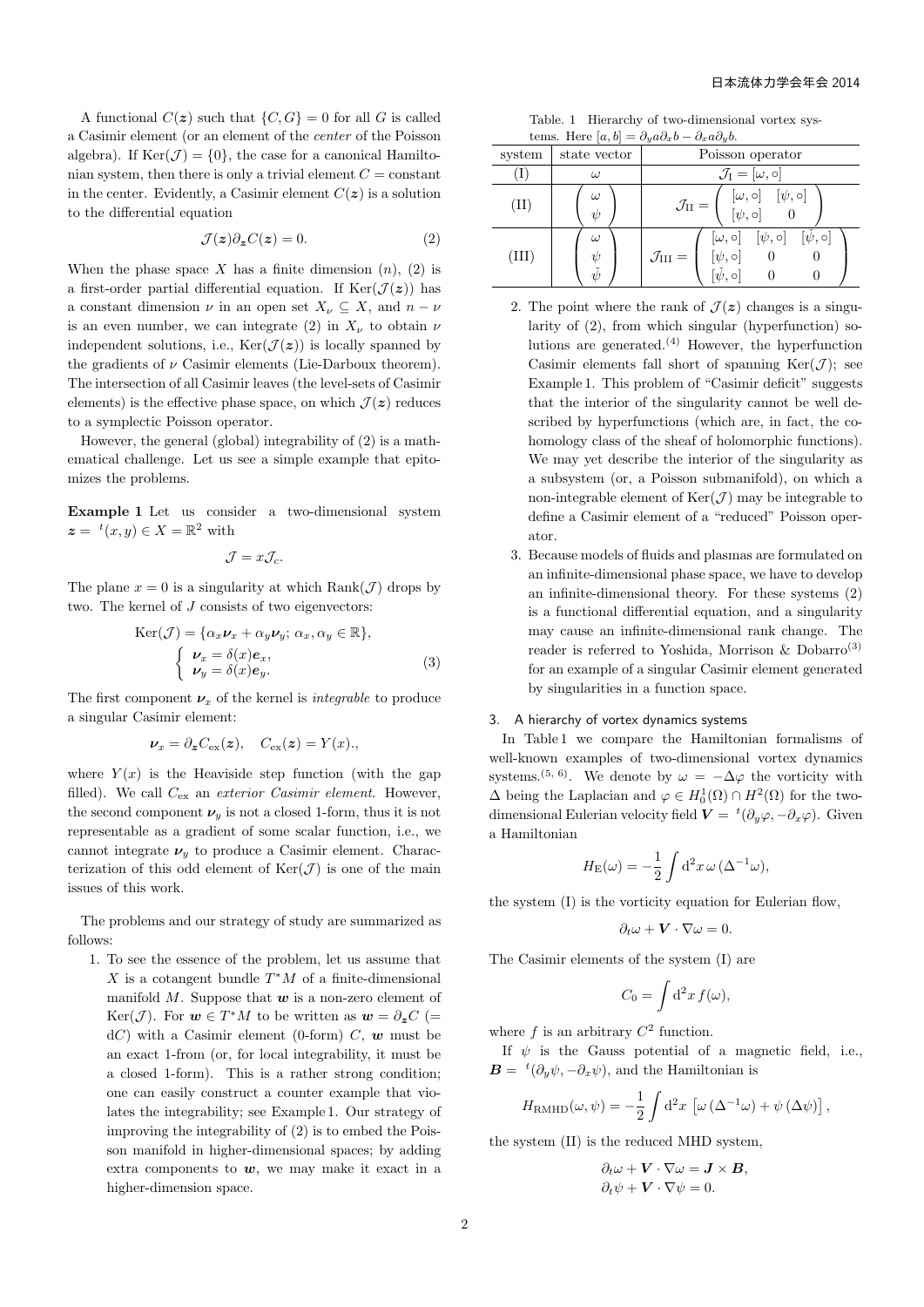A functional $C(\boldsymbol{z})$ such that $\{C, G\} = 0$ for all $G$ is called a Casimir element (or an element of the *center* of the Poisson algebra). If $\mathrm{Ker}(\mathcal{J}) = \{0\}$, the case for a canonical Hamiltonian system, then there is only a trivial element $C =$ constant in the center. Evidently, a Casimir element $C(\boldsymbol{z})$ is a solution to the differential equation

$$\mathcal{J}(\boldsymbol{z})\partial_{\boldsymbol{z}} C(\boldsymbol{z}) = 0. \tag{2}$$

When the phase space $X$ has a finite dimension $(n)$, (2) is a first-order partial differential equation. If $\mathrm{Ker}(\mathcal{J}(\boldsymbol{z}))$ has a constant dimension $\nu$ in an open set $X_\nu \subseteq X$, and $n - \nu$ is an even number, we can integrate (2) in $X_\nu$ to obtain $\nu$ independent solutions, i.e., $\mathrm{Ker}(\mathcal{J}(\boldsymbol{z}))$ is locally spanned by the gradients of $\nu$ Casimir elements (Lie-Darboux theorem). The intersection of all Casimir leaves (the level-sets of Casimir elements) is the effective phase space, on which $\mathcal{J}(\boldsymbol{z})$ reduces to a symplectic Poisson operator.

However, the general (global) integrability of (2) is a mathematical challenge. Let us see a simple example that epitomizes the problems.

**Example 1** Let us consider a two-dimensional system $\boldsymbol{z} = {}^t(x, y) \in X = \mathbb{R}^2$ with

$$\mathcal{J} = x\mathcal{J}_c.$$

The plane $x = 0$ is a singularity at which $\mathrm{Rank}(\mathcal{J})$ drops by two. The kernel of $J$ consists of two eigenvectors:

$$\mathrm{Ker}(\mathcal{J}) = \{\alpha_x \boldsymbol{\nu}_x + \alpha_y \boldsymbol{\nu}_y;\, \alpha_x, \alpha_y \in \mathbb{R}\},$$
$$\begin{cases} \boldsymbol{\nu}_x = \delta(x)\boldsymbol{e}_x, \\ \boldsymbol{\nu}_y = \delta(x)\boldsymbol{e}_y. \end{cases} \tag{3}$$

The first component $\boldsymbol{\nu}_x$ of the kernel is *integrable* to produce a singular Casimir element:

$$\boldsymbol{\nu}_x = \partial_{\boldsymbol{z}} C_{\mathrm{ex}}(\boldsymbol{z}), \quad C_{\mathrm{ex}}(\boldsymbol{z}) = Y(x).,$$

where $Y(x)$ is the Heaviside step function (with the gap filled). We call $C_{\mathrm{ex}}$ an *exterior Casimir element*. However, the second component $\boldsymbol{\nu}_y$ is not a closed 1-form, thus it is not representable as a gradient of some scalar function, i.e., we cannot integrate $\boldsymbol{\nu}_y$ to produce a Casimir element. Characterization of this odd element of $\mathrm{Ker}(\mathcal{J})$ is one of the main issues of this work.

The problems and our strategy of study are summarized as follows:

1. To see the essence of the problem, let us assume that $X$ is a cotangent bundle $T^*M$ of a finite-dimensional manifold $M$. Suppose that $\boldsymbol{w}$ is a non-zero element of $\mathrm{Ker}(\mathcal{J})$. For $\boldsymbol{w} \in T^*M$ to be written as $\boldsymbol{w} = \partial_{\boldsymbol{z}} C$ ($=$ d$C$) with a Casimir element (0-form) $C$, $\boldsymbol{w}$ must be an exact 1-from (or, for local integrability, it must be a closed 1-form). This is a rather strong condition; one can easily construct a counter example that violates the integrability; see Example 1. Our strategy of improving the integrability of (2) is to embed the Poisson manifold in higher-dimensional spaces; by adding extra components to $\boldsymbol{w}$, we may make it exact in a higher-dimension space.
2. The point where the rank of $\mathcal{J}(\boldsymbol{z})$ changes is a singularity of (2), from which singular (hyperfunction) solutions are generated.[4] However, the hyperfunction Casimir elements fall short of spanning $\mathrm{Ker}(\mathcal{J})$; see Example 1. This problem of "Casimir deficit" suggests that the interior of the singularity cannot be well described by hyperfunctions (which are, in fact, the cohomology class of the sheaf of holomorphic functions). We may yet describe the interior of the singularity as a subsystem (or, a Poisson submanifold), on which a non-integrable element of $\mathrm{Ker}(\mathcal{J})$ may be integrable to define a Casimir element of a "reduced" Poisson operator.
3. Because models of fluids and plasmas are formulated on an infinite-dimensional phase space, we have to develop an infinite-dimensional theory. For these systems (2) is a functional differential equation, and a singularity may cause an infinite-dimensional rank change. The reader is referred to Yoshida, Morrison & Dobarro[3] for an example of a singular Casimir element generated by singularities in a function space.

Table. 1 Hierarchy of two-dimensional vortex systems. Here $[a, b] = \partial_y a \partial_x b - \partial_x a \partial_y b$.

| system | state vector | Poisson operator |
|---|---|---|
| (I) | $\omega$ | $\mathcal{J}_{\mathrm{I}} = [\omega, \circ]$ |
| (II) | $\begin{pmatrix} \omega \\ \psi \end{pmatrix}$ | $\mathcal{J}_{\mathrm{II}} = \begin{pmatrix} [\omega, \circ] & [\psi, \circ] \\ [\psi, \circ] & 0 \end{pmatrix}$ |
| (III) | $\begin{pmatrix} \omega \\ \psi \\ \check{\psi} \end{pmatrix}$ | $\mathcal{J}_{\mathrm{III}} = \begin{pmatrix} [\omega, \circ] & [\psi, \circ] & [\check{\psi}, \circ] \\ [\psi, \circ] & 0 & 0 \\ [\check{\psi}, \circ] & 0 & 0 \end{pmatrix}$ |

### 3. A hierarchy of vortex dynamics systems

In Table 1 we compare the Hamiltonian formalisms of well-known examples of two-dimensional vortex dynamics systems.[5, 6]. We denote by $\omega = -\Delta\varphi$ the vorticity with $\Delta$ being the Laplacian and $\varphi \in H_0^1(\Omega) \cap H^2(\Omega)$ for the two-dimensional Eulerian velocity field $\boldsymbol{V} = {}^t(\partial_y\varphi, -\partial_x\varphi)$. Given a Hamiltonian

$$H_{\mathrm{E}}(\omega) = -\frac{1}{2}\int \mathrm{d}^2x\, \omega\, (\Delta^{-1}\omega),$$

the system (I) is the vorticity equation for Eulerian flow,

$$\partial_t \omega + \boldsymbol{V} \cdot \nabla\omega = 0.$$

The Casimir elements of the system (I) are

$$C_0 = \int \mathrm{d}^2x\, f(\omega),$$

where $f$ is an arbitrary $C^2$ function.

If $\psi$ is the Gauss potential of a magnetic field, i.e., $\boldsymbol{B} = {}^t(\partial_y\psi, -\partial_x\psi)$, and the Hamiltonian is

$$H_{\mathrm{RMHD}}(\omega, \psi) = -\frac{1}{2}\int \mathrm{d}^2x\, \left[\omega\,(\Delta^{-1}\omega) + \psi\,(\Delta\psi)\right],$$

the system (II) is the reduced MHD system,

$$\partial_t \omega + \boldsymbol{V} \cdot \nabla\omega = \boldsymbol{J} \times \boldsymbol{B},$$
$$\partial_t \psi + \boldsymbol{V} \cdot \nabla\psi = 0.$$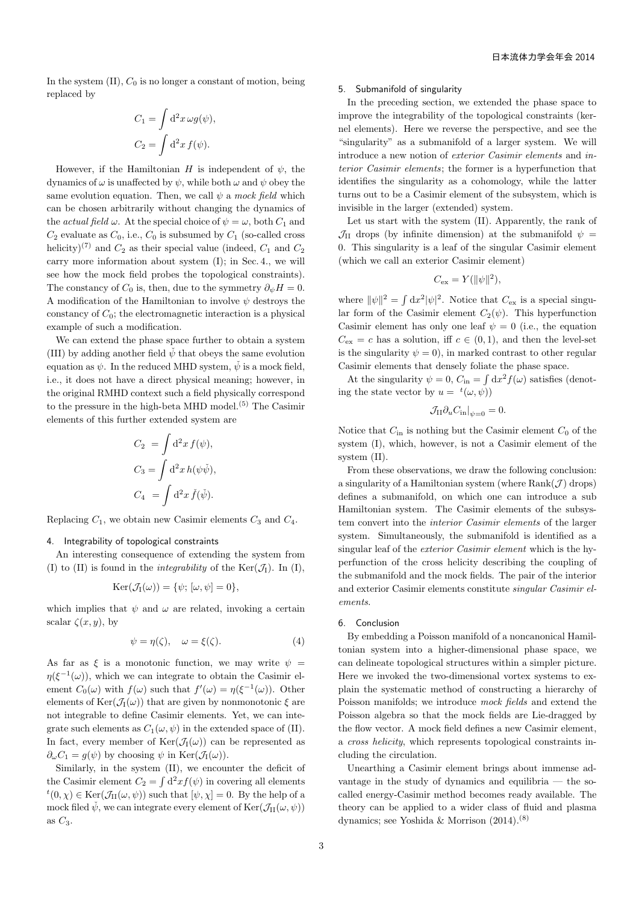In the system (II), $C_0$ is no longer a constant of motion, being replaced by

$$C_1 = \int \mathrm{d}^2x\, \omega g(\psi),$$
$$C_2 = \int \mathrm{d}^2x\, f(\psi).$$

However, if the Hamiltonian $H$ is independent of $\psi$, the dynamics of $\omega$ is unaffected by $\psi$, while both $\omega$ and $\psi$ obey the same evolution equation. Then, we call $\psi$ a *mock field* which can be chosen arbitrarily without changing the dynamics of the *actual field* $\omega$. At the special choice of $\psi = \omega$, both $C_1$ and $C_2$ evaluate as $C_0$, i.e., $C_0$ is subsumed by $C_1$ (so-called cross helicity)[7] and $C_2$ as their special value (indeed, $C_1$ and $C_2$ carry more information about system (I); in Sec. 4., we will see how the mock field probes the topological constraints). The constancy of $C_0$ is, then, due to the symmetry $\partial_\psi H = 0$. A modification of the Hamiltonian to involve $\psi$ destroys the constancy of $C_0$; the electromagnetic interaction is a physical example of such a modification.

We can extend the phase space further to obtain a system (III) by adding another field $\check{\psi}$ that obeys the same evolution equation as $\psi$. In the reduced MHD system, $\check{\psi}$ is a mock field, i.e., it does not have a direct physical meaning; however, in the original RMHD context such a field physically correspond to the pressure in the high-beta MHD model.[5] The Casimir elements of this further extended system are

$$C_2 = \int \mathrm{d}^2x\, f(\psi),$$
$$C_3 = \int \mathrm{d}^2x\, h(\psi\check{\psi}),$$
$$C_4 = \int \mathrm{d}^2x\, \check{f}(\check{\psi}).$$

Replacing $C_1$, we obtain new Casimir elements $C_3$ and $C_4$.

## 4. Integrability of topological constraints

An interesting consequence of extending the system from (I) to (II) is found in the *integrability* of the $\mathrm{Ker}(\mathcal{J}_\mathrm{I})$. In (I),

$$\mathrm{Ker}(\mathcal{J}_\mathrm{I}(\omega)) = \{\psi;\, [\omega, \psi] = 0\},$$

which implies that $\psi$ and $\omega$ are related, invoking a certain scalar $\zeta(x, y)$, by

$$\psi = \eta(\zeta), \quad \omega = \xi(\zeta). \tag{4}$$

As far as $\xi$ is a monotonic function, we may write $\psi = \eta(\xi^{-1}(\omega))$, which we can integrate to obtain the Casimir element $C_0(\omega)$ with $f(\omega)$ such that $f'(\omega) = \eta(\xi^{-1}(\omega))$. Other elements of $\mathrm{Ker}(\mathcal{J}_\mathrm{I}(\omega))$ that are given by nonmonotonic $\xi$ are not integrable to define Casimir elements. Yet, we can integrate such elements as $C_1(\omega, \psi)$ in the extended space of (II). In fact, every member of $\mathrm{Ker}(\mathcal{J}_\mathrm{I}(\omega))$ can be represented as $\partial_\omega C_1 = g(\psi)$ by choosing $\psi$ in $\mathrm{Ker}(\mathcal{J}_\mathrm{I}(\omega))$.

Similarly, in the system (II), we encounter the deficit of the Casimir element $C_2 = \int \mathrm{d}^2x f(\psi)$ in covering all elements ${}^t(0, \chi) \in \mathrm{Ker}(\mathcal{J}_\mathrm{II}(\omega, \psi))$ such that $[\psi, \chi] = 0$. By the help of a mock filed $\check{\psi}$, we can integrate every element of $\mathrm{Ker}(\mathcal{J}_\mathrm{II}(\omega, \psi))$ as $C_3$.

## 5. Submanifold of singularity

In the preceding section, we extended the phase space to improve the integrability of the topological constraints (kernel elements). Here we reverse the perspective, and see the "singularity" as a submanifold of a larger system. We will introduce a new notion of *exterior Casimir elements* and *interior Casimir elements*; the former is a hyperfunction that identifies the singularity as a cohomology, while the latter turns out to be a Casimir element of the subsystem, which is invisible in the larger (extended) system.

Let us start with the system (II). Apparently, the rank of $\mathcal{J}_\mathrm{II}$ drops (by infinite dimension) at the submanifold $\psi = 0$. This singularity is a leaf of the singular Casimir element (which we call an exterior Casimir element)

$$C_\mathrm{ex} = Y(\|\psi\|^2),$$

where $\|\psi\|^2 = \int \mathrm{d}x^2 |\psi|^2$. Notice that $C_\mathrm{ex}$ is a special singular form of the Casimir element $C_2(\psi)$. This hyperfunction Casimir element has only one leaf $\psi = 0$ (i.e., the equation $C_\mathrm{ex} = c$ has a solution, iff $c \in (0, 1)$, and then the level-set is the singularity $\psi = 0$), in marked contrast to other regular Casimir elements that densely foliate the phase space.

At the singularity $\psi = 0$, $C_\mathrm{in} = \int \mathrm{d}x^2 f(\omega)$ satisfies (denoting the state vector by $u = {}^t(\omega, \psi)$)

$$\mathcal{J}_\mathrm{II} \partial_u C_\mathrm{in}|_{\psi=0} = 0.$$

Notice that $C_\mathrm{in}$ is nothing but the Casimir element $C_0$ of the system (I), which, however, is not a Casimir element of the system (II).

From these observations, we draw the following conclusion: a singularity of a Hamiltonian system (where $\mathrm{Rank}(\mathcal{J})$ drops) defines a submanifold, on which one can introduce a sub Hamiltonian system. The Casimir elements of the subsystem convert into the *interior Casimir elements* of the larger system. Simultaneously, the submanifold is identified as a singular leaf of the *exterior Casimir element* which is the hyperfunction of the cross helicity describing the coupling of the submanifold and the mock fields. The pair of the interior and exterior Casimir elements constitute *singular Casimir elements*.

## 6. Conclusion

By embedding a Poisson manifold of a noncanonical Hamiltonian system into a higher-dimensional phase space, we can delineate topological structures within a simpler picture. Here we invoked the two-dimensional vortex systems to explain the systematic method of constructing a hierarchy of Poisson manifolds; we introduce *mock fields* and extend the Poisson algebra so that the mock fields are Lie-dragged by the flow vector. A mock field defines a new Casimir element, a *cross helicity*, which represents topological constraints including the circulation.

Unearthing a Casimir element brings about immense advantage in the study of dynamics and equilibria — the so-called energy-Casimir method becomes ready available. The theory can be applied to a wider class of fluid and plasma dynamics; see Yoshida & Morrison (2014).[8]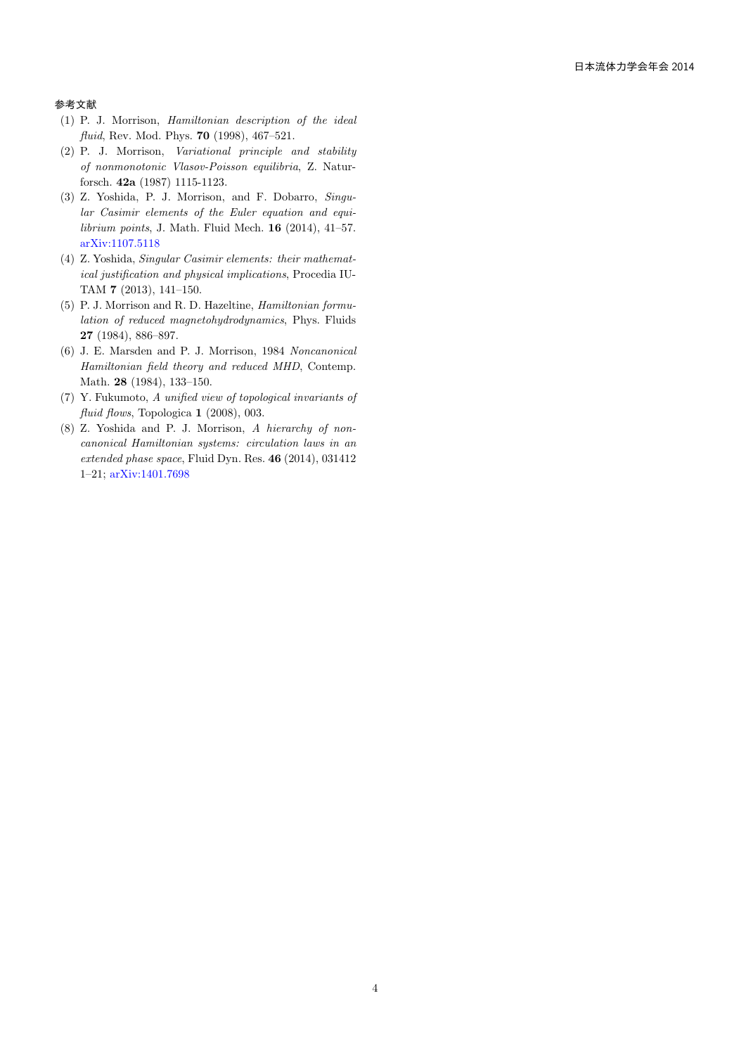## 参考文献

(1) P. J. Morrison, *Hamiltonian description of the ideal fluid*, Rev. Mod. Phys. **70** (1998), 467–521.

(2) P. J. Morrison, *Variational principle and stability of nonmonotonic Vlasov-Poisson equilibria*, Z. Naturforsch. **42a** (1987) 1115-1123.

(3) Z. Yoshida, P. J. Morrison, and F. Dobarro, *Singular Casimir elements of the Euler equation and equilibrium points*, J. Math. Fluid Mech. **16** (2014), 41–57. arXiv:1107.5118

(4) Z. Yoshida, *Singular Casimir elements: their mathematical justification and physical implications*, Procedia IUTAM **7** (2013), 141–150.

(5) P. J. Morrison and R. D. Hazeltine, *Hamiltonian formulation of reduced magnetohydrodynamics*, Phys. Fluids **27** (1984), 886–897.

(6) J. E. Marsden and P. J. Morrison, 1984 *Noncanonical Hamiltonian field theory and reduced MHD*, Contemp. Math. **28** (1984), 133–150.

(7) Y. Fukumoto, *A unified view of topological invariants of fluid flows*, Topologica **1** (2008), 003.

(8) Z. Yoshida and P. J. Morrison, *A hierarchy of noncanonical Hamiltonian systems: circulation laws in an extended phase space*, Fluid Dyn. Res. **46** (2014), 031412 1–21; arXiv:1401.7698